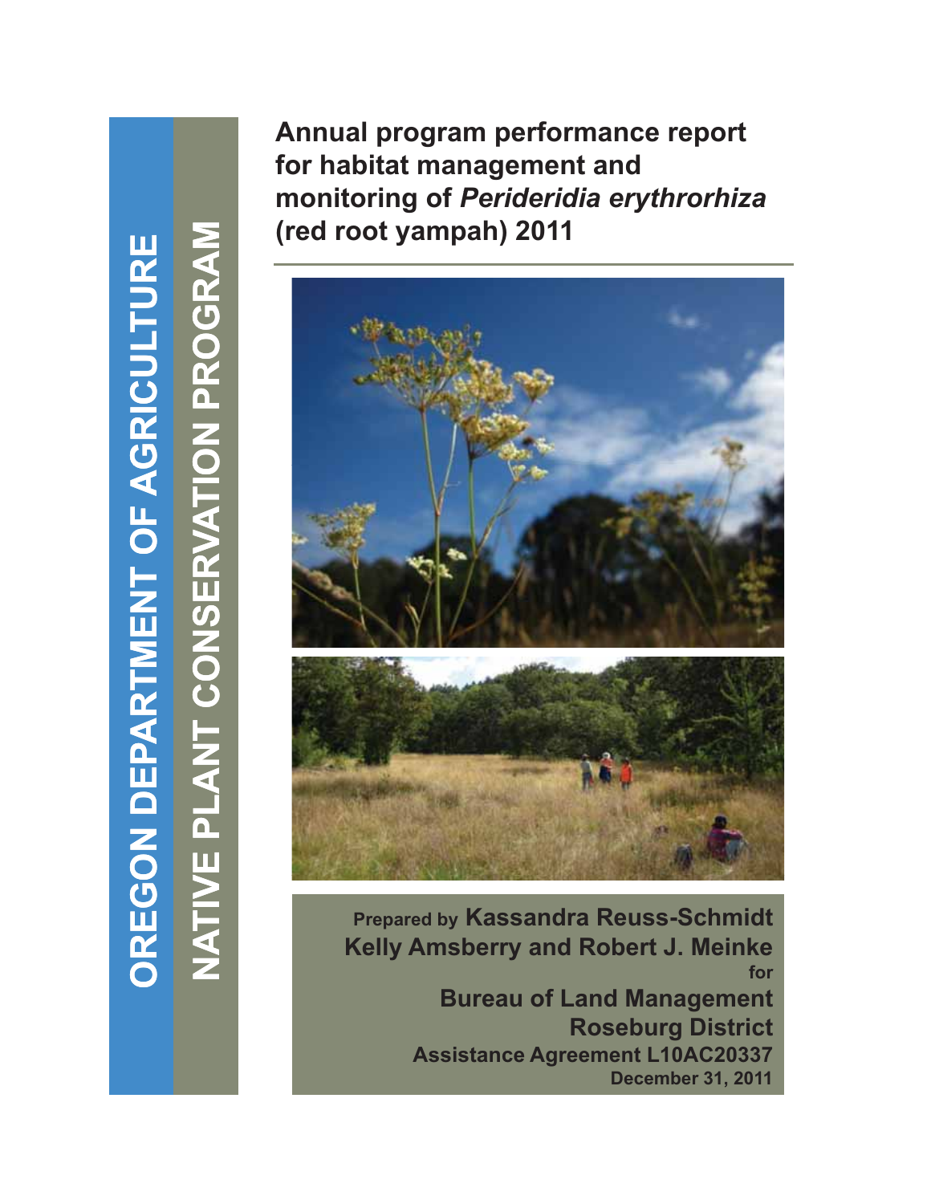OREGON DEPARTMENT OF AGRICULTURE

NATIVE PLANT CONSERVATION PROGRAM

# Annual program performance report for habitat management and monitoring of *Perideridia erythrorhiza* (red root yampah) 2011

Prepared by **Kassandra Reuss-Schmidt**
**Kelly Amsberry and Robert J. Meinke**
for
**Bureau of Land Management**
**Roseburg District**
**Assistance Agreement L10AC20337**
**December 31, 2011**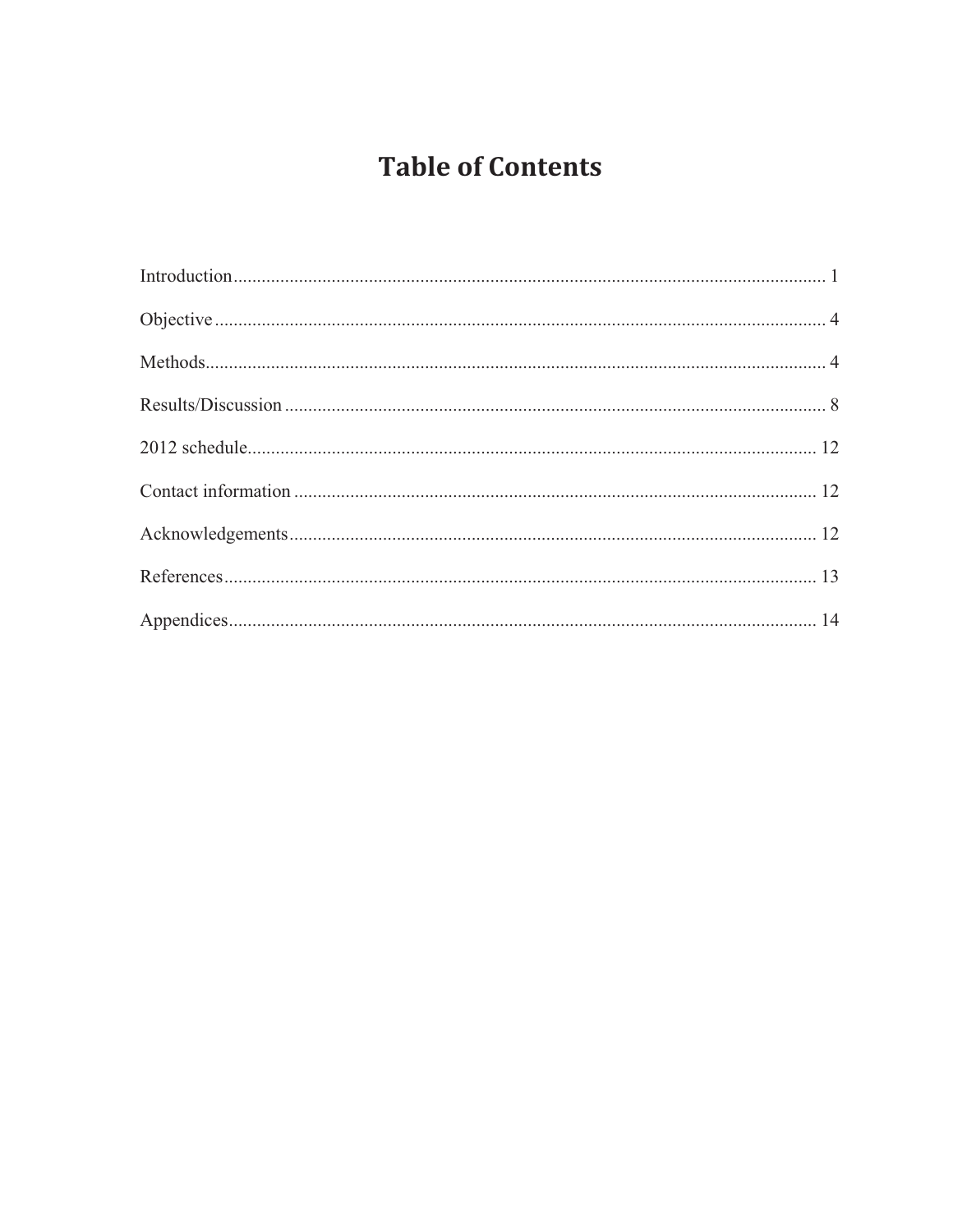# Table of Contents

Introduction.............................................................................................................................. 1

Objective.................................................................................................................................. 4

Methods.................................................................................................................................... 4

Results/Discussion.................................................................................................................... 8

2012 schedule.......................................................................................................................... 12

Contact information ................................................................................................................ 12

Acknowledgements.................................................................................................................. 12

References............................................................................................................................... 13

Appendices.............................................................................................................................. 14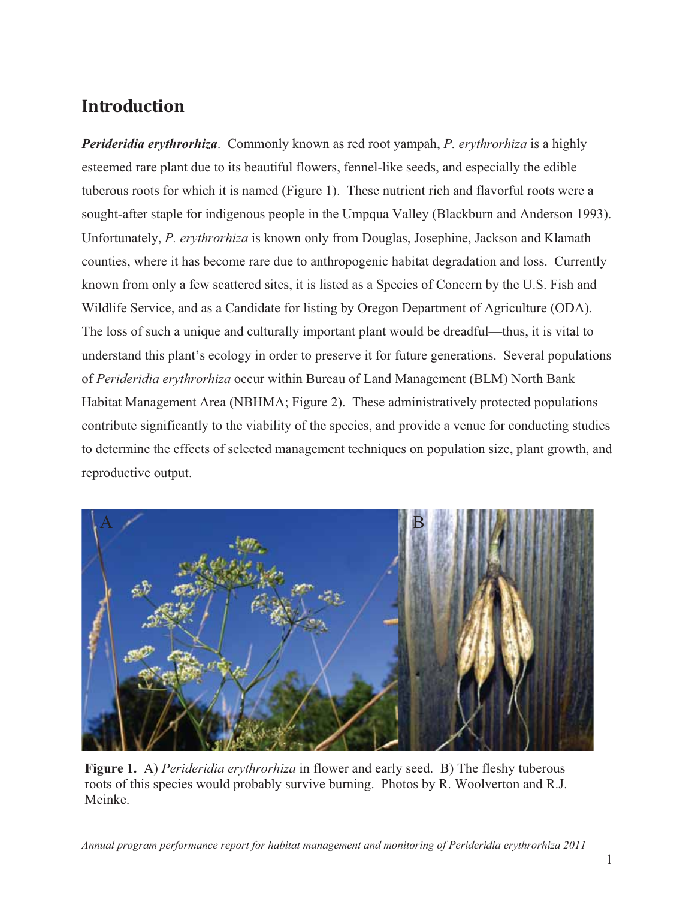## Introduction

***Perideridia erythrorhiza***. Commonly known as red root yampah, *P. erythrorhiza* is a highly esteemed rare plant due to its beautiful flowers, fennel-like seeds, and especially the edible tuberous roots for which it is named (Figure 1). These nutrient rich and flavorful roots were a sought-after staple for indigenous people in the Umpqua Valley (Blackburn and Anderson 1993). Unfortunately, *P. erythrorhiza* is known only from Douglas, Josephine, Jackson and Klamath counties, where it has become rare due to anthropogenic habitat degradation and loss. Currently known from only a few scattered sites, it is listed as a Species of Concern by the U.S. Fish and Wildlife Service, and as a Candidate for listing by Oregon Department of Agriculture (ODA). The loss of such a unique and culturally important plant would be dreadful—thus, it is vital to understand this plant's ecology in order to preserve it for future generations. Several populations of *Perideridia erythrorhiza* occur within Bureau of Land Management (BLM) North Bank Habitat Management Area (NBHMA; Figure 2). These administratively protected populations contribute significantly to the viability of the species, and provide a venue for conducting studies to determine the effects of selected management techniques on population size, plant growth, and reproductive output.

**Figure 1.** A) *Perideridia erythrorhiza* in flower and early seed. B) The fleshy tuberous roots of this species would probably survive burning. Photos by R. Woolverton and R.J. Meinke.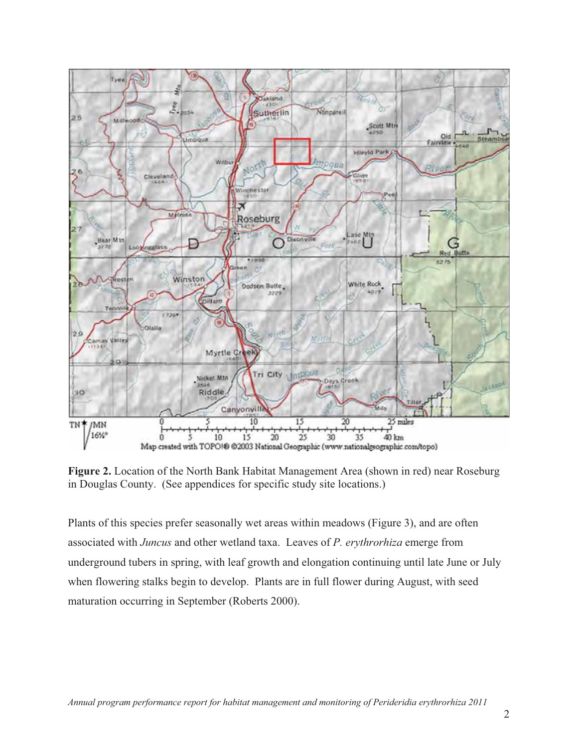**Figure 2.** Location of the North Bank Habitat Management Area (shown in red) near Roseburg in Douglas County. (See appendices for specific study site locations.)

Plants of this species prefer seasonally wet areas within meadows (Figure 3), and are often associated with *Juncus* and other wetland taxa. Leaves of *P. erythrorhiza* emerge from underground tubers in spring, with leaf growth and elongation continuing until late June or July when flowering stalks begin to develop. Plants are in full flower during August, with seed maturation occurring in September (Roberts 2000).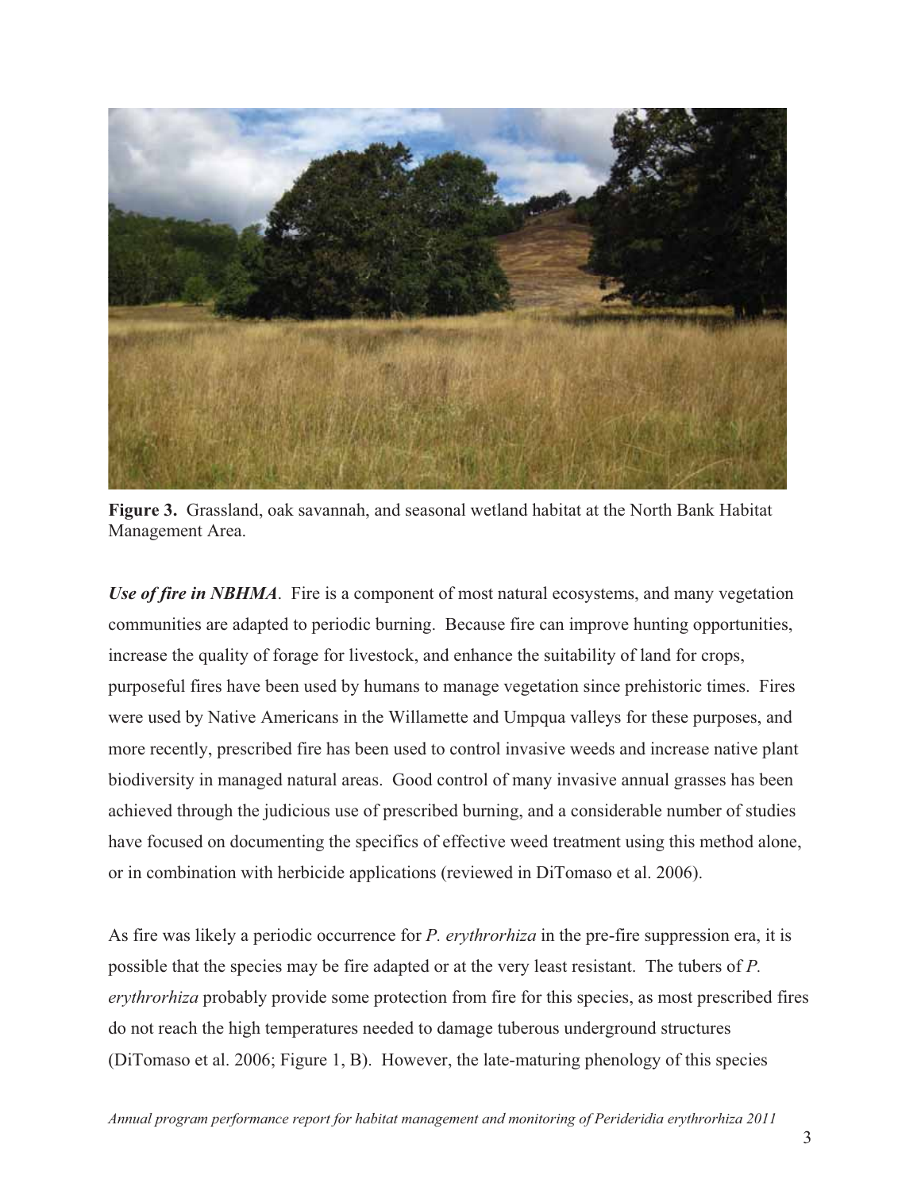**Figure 3.** Grassland, oak savannah, and seasonal wetland habitat at the North Bank Habitat Management Area.

***Use of fire in NBHMA***. Fire is a component of most natural ecosystems, and many vegetation communities are adapted to periodic burning. Because fire can improve hunting opportunities, increase the quality of forage for livestock, and enhance the suitability of land for crops, purposeful fires have been used by humans to manage vegetation since prehistoric times. Fires were used by Native Americans in the Willamette and Umpqua valleys for these purposes, and more recently, prescribed fire has been used to control invasive weeds and increase native plant biodiversity in managed natural areas. Good control of many invasive annual grasses has been achieved through the judicious use of prescribed burning, and a considerable number of studies have focused on documenting the specifics of effective weed treatment using this method alone, or in combination with herbicide applications (reviewed in DiTomaso et al. 2006).

As fire was likely a periodic occurrence for *P. erythrorhiza* in the pre-fire suppression era, it is possible that the species may be fire adapted or at the very least resistant. The tubers of *P. erythrorhiza* probably provide some protection from fire for this species, as most prescribed fires do not reach the high temperatures needed to damage tuberous underground structures (DiTomaso et al. 2006; Figure 1, B). However, the late-maturing phenology of this species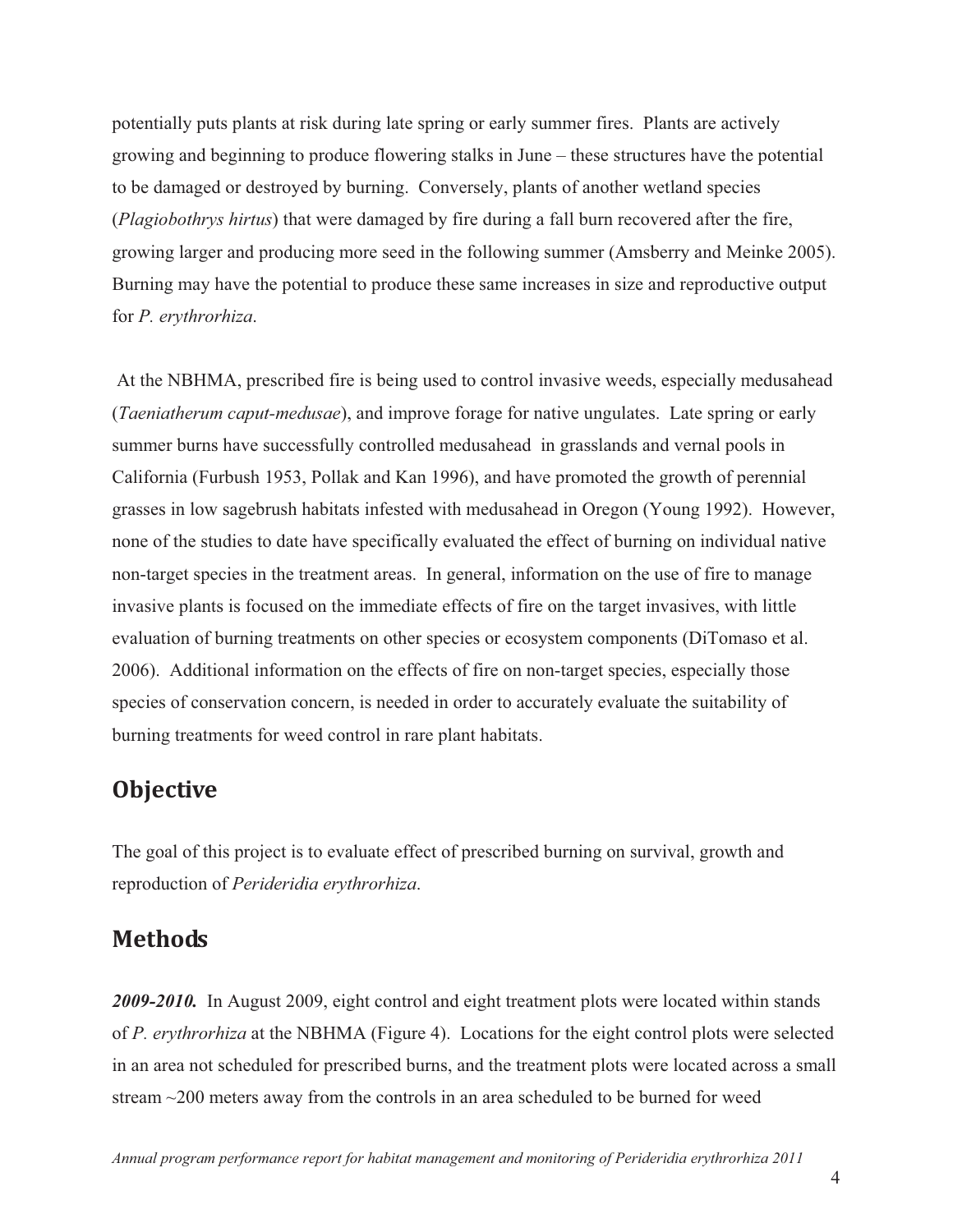potentially puts plants at risk during late spring or early summer fires. Plants are actively growing and beginning to produce flowering stalks in June – these structures have the potential to be damaged or destroyed by burning. Conversely, plants of another wetland species (*Plagiobothrys hirtus*) that were damaged by fire during a fall burn recovered after the fire, growing larger and producing more seed in the following summer (Amsberry and Meinke 2005). Burning may have the potential to produce these same increases in size and reproductive output for *P. erythrorhiza*.

At the NBHMA, prescribed fire is being used to control invasive weeds, especially medusahead (*Taeniatherum caput-medusae*), and improve forage for native ungulates. Late spring or early summer burns have successfully controlled medusahead in grasslands and vernal pools in California (Furbush 1953, Pollak and Kan 1996), and have promoted the growth of perennial grasses in low sagebrush habitats infested with medusahead in Oregon (Young 1992). However, none of the studies to date have specifically evaluated the effect of burning on individual native non-target species in the treatment areas. In general, information on the use of fire to manage invasive plants is focused on the immediate effects of fire on the target invasives, with little evaluation of burning treatments on other species or ecosystem components (DiTomaso et al. 2006). Additional information on the effects of fire on non-target species, especially those species of conservation concern, is needed in order to accurately evaluate the suitability of burning treatments for weed control in rare plant habitats.

## Objective

The goal of this project is to evaluate effect of prescribed burning on survival, growth and reproduction of *Perideridia erythrorhiza*.

## Methods

***2009-2010.*** In August 2009, eight control and eight treatment plots were located within stands of *P. erythrorhiza* at the NBHMA (Figure 4). Locations for the eight control plots were selected in an area not scheduled for prescribed burns, and the treatment plots were located across a small stream ~200 meters away from the controls in an area scheduled to be burned for weed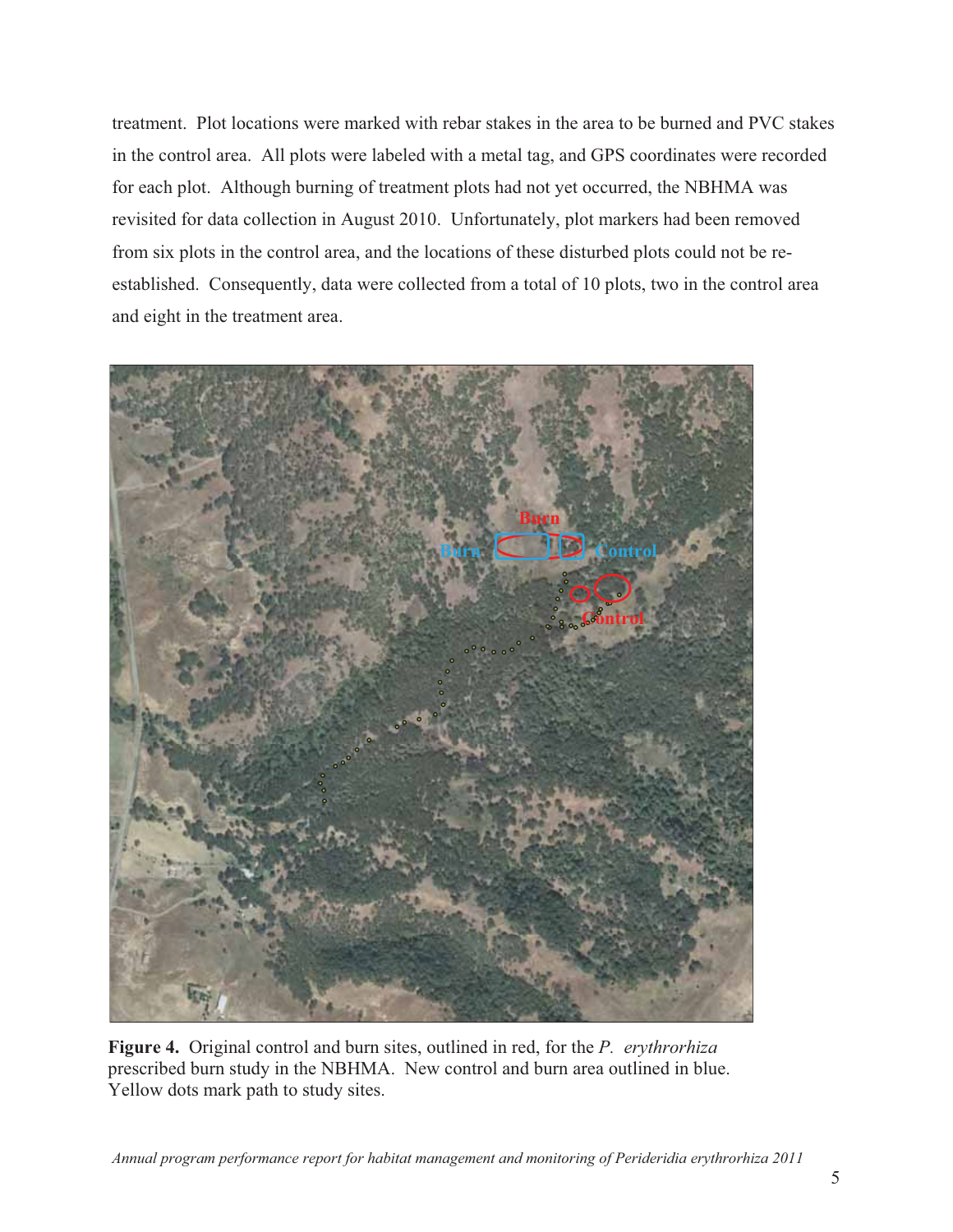treatment. Plot locations were marked with rebar stakes in the area to be burned and PVC stakes in the control area. All plots were labeled with a metal tag, and GPS coordinates were recorded for each plot. Although burning of treatment plots had not yet occurred, the NBHMA was revisited for data collection in August 2010. Unfortunately, plot markers had been removed from six plots in the control area, and the locations of these disturbed plots could not be re-established. Consequently, data were collected from a total of 10 plots, two in the control area and eight in the treatment area.

**Figure 4.** Original control and burn sites, outlined in red, for the *P. erythrorhiza* prescribed burn study in the NBHMA. New control and burn area outlined in blue. Yellow dots mark path to study sites.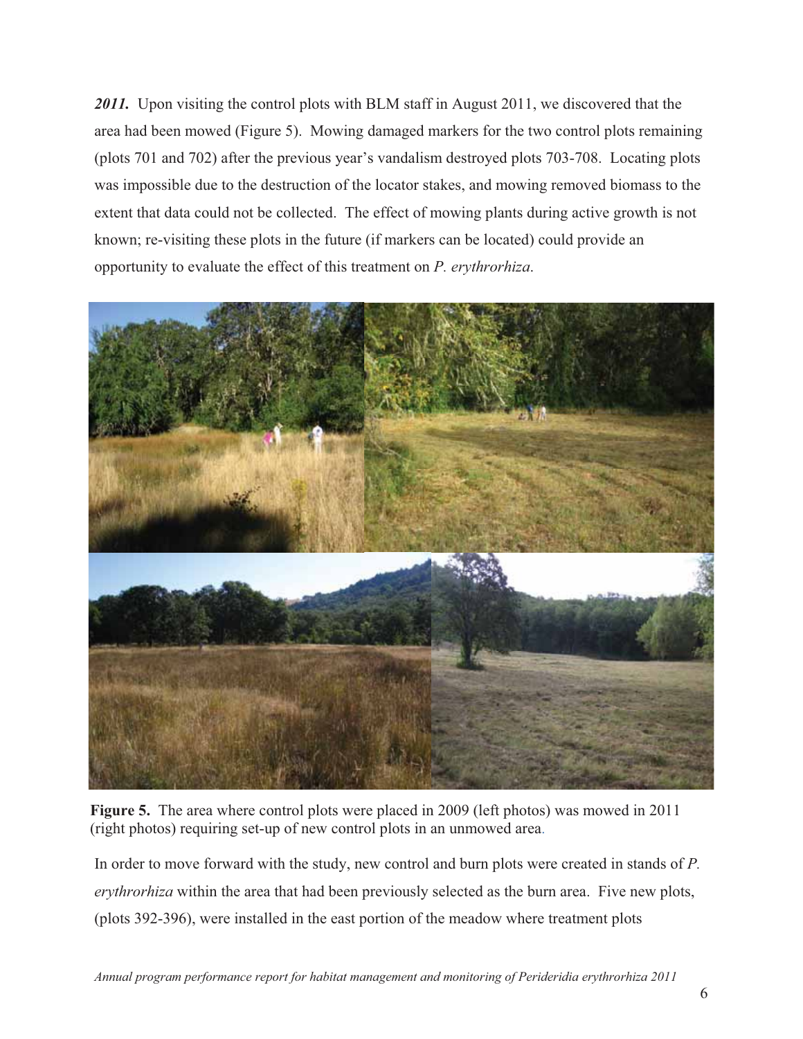***2011.*** Upon visiting the control plots with BLM staff in August 2011, we discovered that the area had been mowed (Figure 5). Mowing damaged markers for the two control plots remaining (plots 701 and 702) after the previous year's vandalism destroyed plots 703-708. Locating plots was impossible due to the destruction of the locator stakes, and mowing removed biomass to the extent that data could not be collected. The effect of mowing plants during active growth is not known; re-visiting these plots in the future (if markers can be located) could provide an opportunity to evaluate the effect of this treatment on *P. erythrorhiza*.

**Figure 5.** The area where control plots were placed in 2009 (left photos) was mowed in 2011 (right photos) requiring set-up of new control plots in an unmowed area.

In order to move forward with the study, new control and burn plots were created in stands of *P. erythrorhiza* within the area that had been previously selected as the burn area. Five new plots, (plots 392-396), were installed in the east portion of the meadow where treatment plots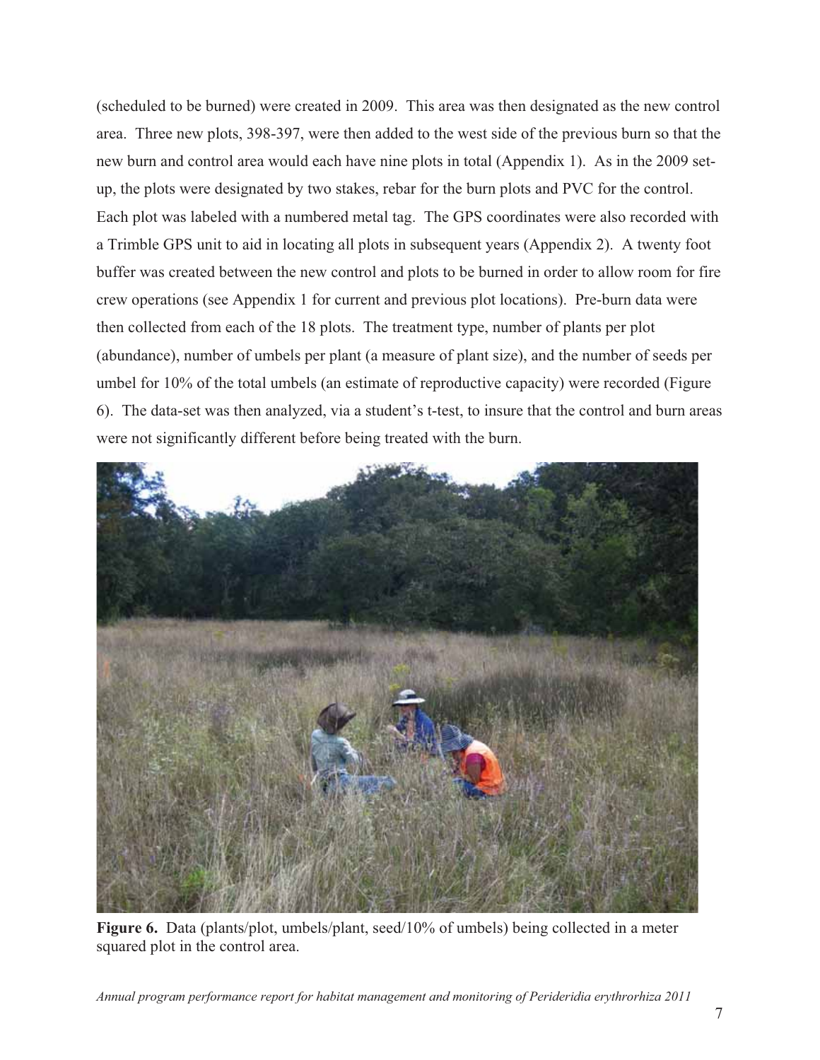(scheduled to be burned) were created in 2009. This area was then designated as the new control area. Three new plots, 398-397, were then added to the west side of the previous burn so that the new burn and control area would each have nine plots in total (Appendix 1). As in the 2009 set-up, the plots were designated by two stakes, rebar for the burn plots and PVC for the control. Each plot was labeled with a numbered metal tag. The GPS coordinates were also recorded with a Trimble GPS unit to aid in locating all plots in subsequent years (Appendix 2). A twenty foot buffer was created between the new control and plots to be burned in order to allow room for fire crew operations (see Appendix 1 for current and previous plot locations). Pre-burn data were then collected from each of the 18 plots. The treatment type, number of plants per plot (abundance), number of umbels per plant (a measure of plant size), and the number of seeds per umbel for 10% of the total umbels (an estimate of reproductive capacity) were recorded (Figure 6). The data-set was then analyzed, via a student's t-test, to insure that the control and burn areas were not significantly different before being treated with the burn.

**Figure 6.** Data (plants/plot, umbels/plant, seed/10% of umbels) being collected in a meter squared plot in the control area.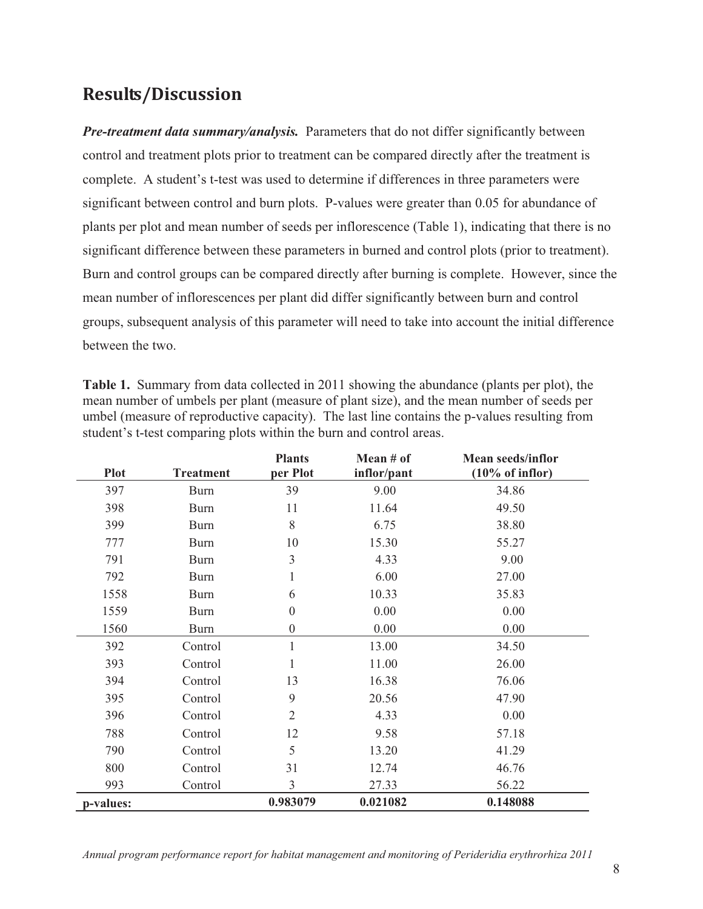## Results/Discussion

***Pre-treatment data summary/analysis.*** Parameters that do not differ significantly between control and treatment plots prior to treatment can be compared directly after the treatment is complete. A student's t-test was used to determine if differences in three parameters were significant between control and burn plots. P-values were greater than 0.05 for abundance of plants per plot and mean number of seeds per inflorescence (Table 1), indicating that there is no significant difference between these parameters in burned and control plots (prior to treatment). Burn and control groups can be compared directly after burning is complete. However, since the mean number of inflorescences per plant did differ significantly between burn and control groups, subsequent analysis of this parameter will need to take into account the initial difference between the two.

**Table 1.** Summary from data collected in 2011 showing the abundance (plants per plot), the mean number of umbels per plant (measure of plant size), and the mean number of seeds per umbel (measure of reproductive capacity). The last line contains the p-values resulting from student's t-test comparing plots within the burn and control areas.

| Plot | Treatment | Plants per Plot | Mean # of inflor/pant | Mean seeds/inflor (10% of inflor) |
|---|---|---|---|---|
| 397 | Burn | 39 | 9.00 | 34.86 |
| 398 | Burn | 11 | 11.64 | 49.50 |
| 399 | Burn | 8 | 6.75 | 38.80 |
| 777 | Burn | 10 | 15.30 | 55.27 |
| 791 | Burn | 3 | 4.33 | 9.00 |
| 792 | Burn | 1 | 6.00 | 27.00 |
| 1558 | Burn | 6 | 10.33 | 35.83 |
| 1559 | Burn | 0 | 0.00 | 0.00 |
| 1560 | Burn | 0 | 0.00 | 0.00 |
| 392 | Control | 1 | 13.00 | 34.50 |
| 393 | Control | 1 | 11.00 | 26.00 |
| 394 | Control | 13 | 16.38 | 76.06 |
| 395 | Control | 9 | 20.56 | 47.90 |
| 396 | Control | 2 | 4.33 | 0.00 |
| 788 | Control | 12 | 9.58 | 57.18 |
| 790 | Control | 5 | 13.20 | 41.29 |
| 800 | Control | 31 | 12.74 | 46.76 |
| 993 | Control | 3 | 27.33 | 56.22 |
| **p-values:** | | **0.983079** | **0.021082** | **0.148088** |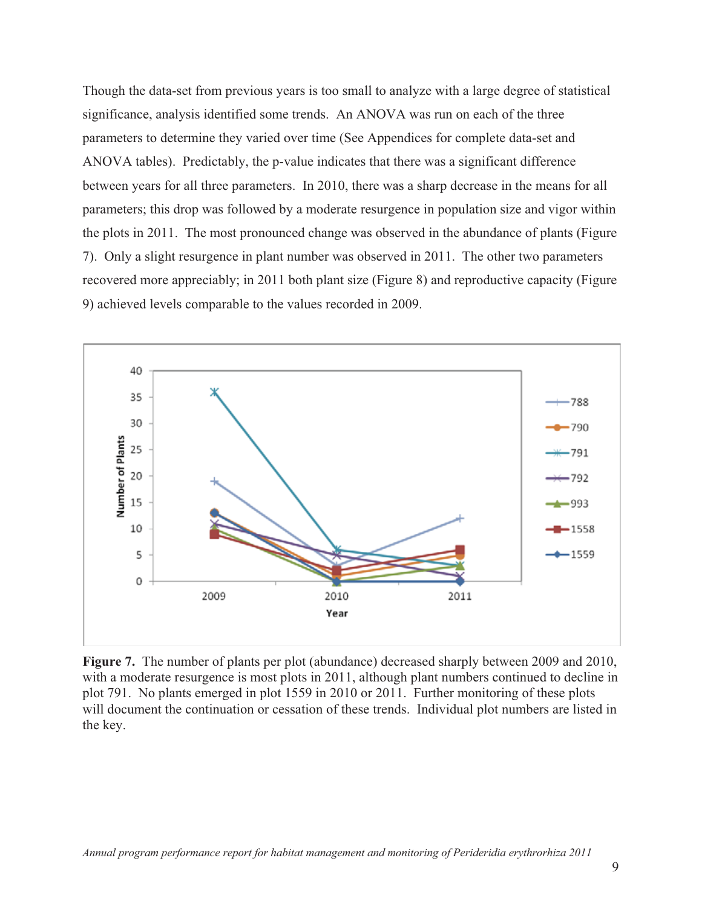Though the data-set from previous years is too small to analyze with a large degree of statistical significance, analysis identified some trends. An ANOVA was run on each of the three parameters to determine they varied over time (See Appendices for complete data-set and ANOVA tables). Predictably, the p-value indicates that there was a significant difference between years for all three parameters. In 2010, there was a sharp decrease in the means for all parameters; this drop was followed by a moderate resurgence in population size and vigor within the plots in 2011. The most pronounced change was observed in the abundance of plants (Figure 7). Only a slight resurgence in plant number was observed in 2011. The other two parameters recovered more appreciably; in 2011 both plant size (Figure 8) and reproductive capacity (Figure 9) achieved levels comparable to the values recorded in 2009.

**Figure 7.** The number of plants per plot (abundance) decreased sharply between 2009 and 2010, with a moderate resurgence is most plots in 2011, although plant numbers continued to decline in plot 791. No plants emerged in plot 1559 in 2010 or 2011. Further monitoring of these plots will document the continuation or cessation of these trends. Individual plot numbers are listed in the key.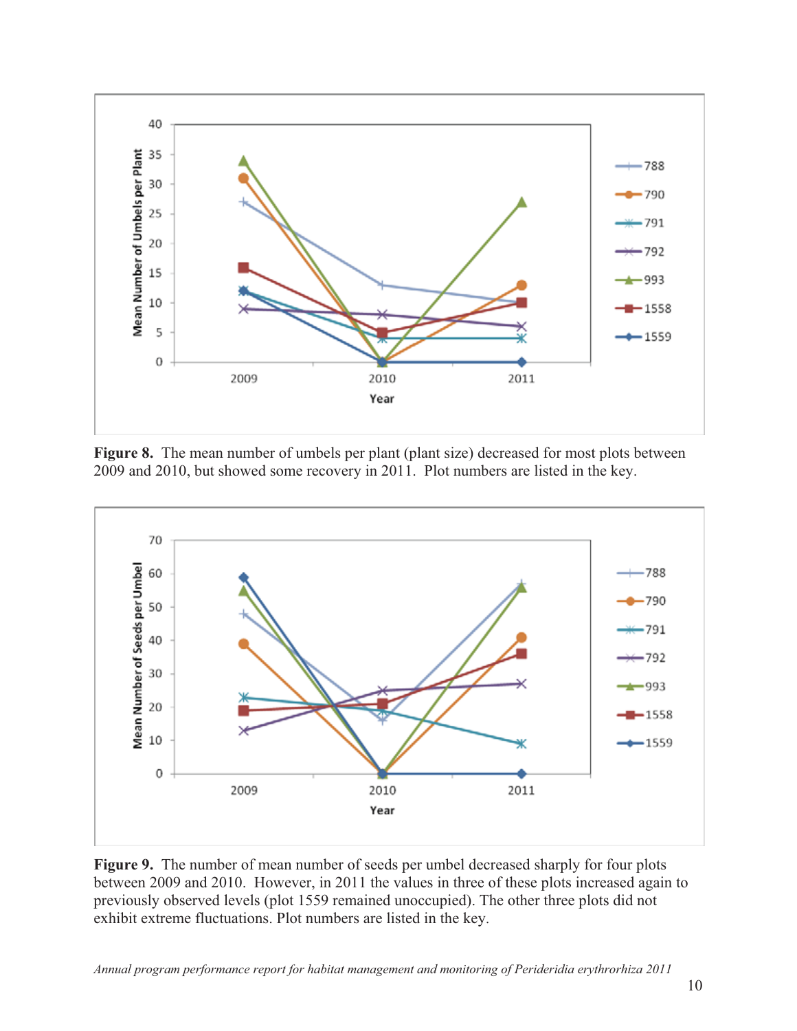**Figure 8.** The mean number of umbels per plant (plant size) decreased for most plots between 2009 and 2010, but showed some recovery in 2011. Plot numbers are listed in the key.

**Figure 9.** The number of mean number of seeds per umbel decreased sharply for four plots between 2009 and 2010. However, in 2011 the values in three of these plots increased again to previously observed levels (plot 1559 remained unoccupied). The other three plots did not exhibit extreme fluctuations. Plot numbers are listed in the key.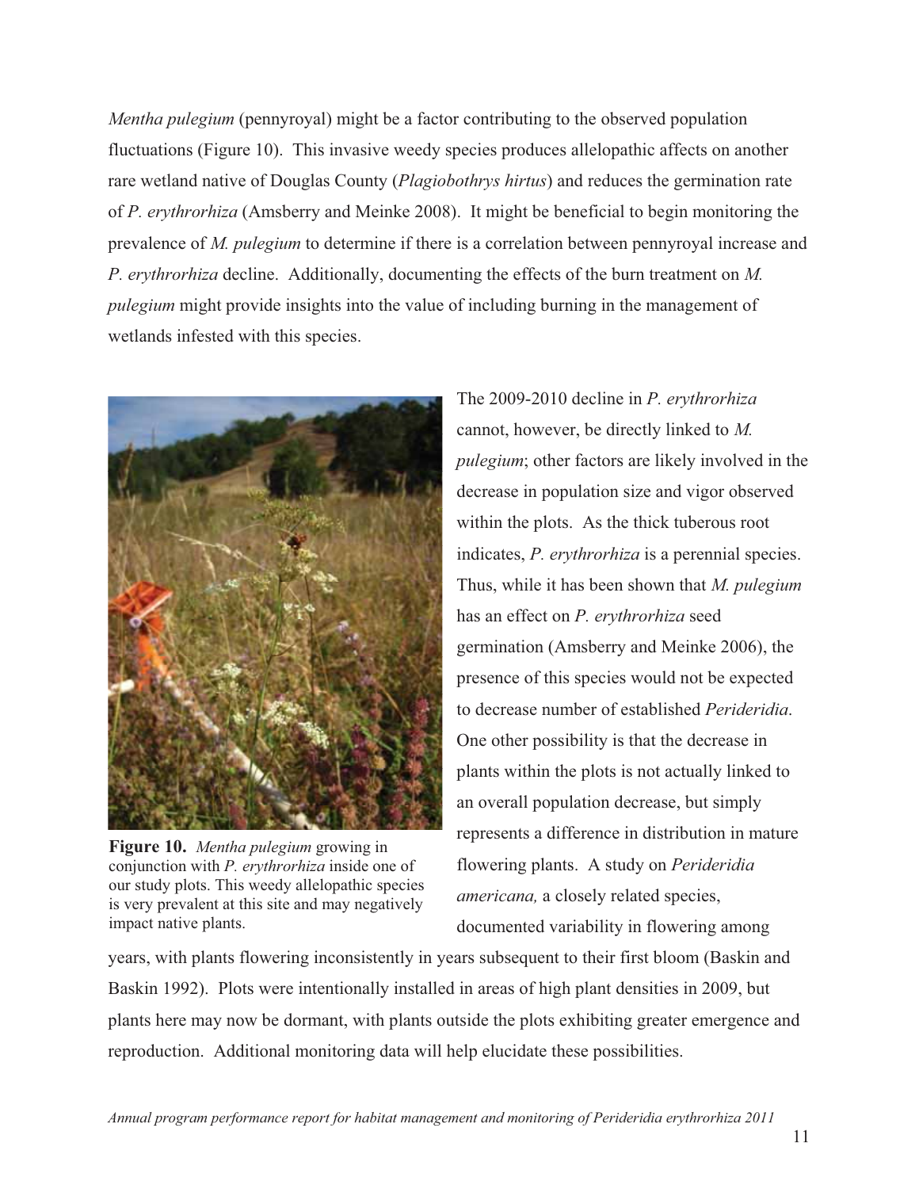*Mentha pulegium* (pennyroyal) might be a factor contributing to the observed population fluctuations (Figure 10). This invasive weedy species produces allelopathic affects on another rare wetland native of Douglas County (*Plagiobothrys hirtus*) and reduces the germination rate of *P. erythrorhiza* (Amsberry and Meinke 2008). It might be beneficial to begin monitoring the prevalence of *M. pulegium* to determine if there is a correlation between pennyroyal increase and *P. erythrorhiza* decline. Additionally, documenting the effects of the burn treatment on *M. pulegium* might provide insights into the value of including burning in the management of wetlands infested with this species.

**Figure 10.** *Mentha pulegium* growing in conjunction with *P. erythrorhiza* inside one of our study plots. This weedy allelopathic species is very prevalent at this site and may negatively impact native plants.

The 2009-2010 decline in *P. erythrorhiza* cannot, however, be directly linked to *M. pulegium*; other factors are likely involved in the decrease in population size and vigor observed within the plots. As the thick tuberous root indicates, *P. erythrorhiza* is a perennial species. Thus, while it has been shown that *M. pulegium* has an effect on *P. erythrorhiza* seed germination (Amsberry and Meinke 2006), the presence of this species would not be expected to decrease number of established *Perideridia*. One other possibility is that the decrease in plants within the plots is not actually linked to an overall population decrease, but simply represents a difference in distribution in mature flowering plants. A study on *Perideridia americana,* a closely related species, documented variability in flowering among years, with plants flowering inconsistently in years subsequent to their first bloom (Baskin and Baskin 1992). Plots were intentionally installed in areas of high plant densities in 2009, but plants here may now be dormant, with plants outside the plots exhibiting greater emergence and reproduction. Additional monitoring data will help elucidate these possibilities.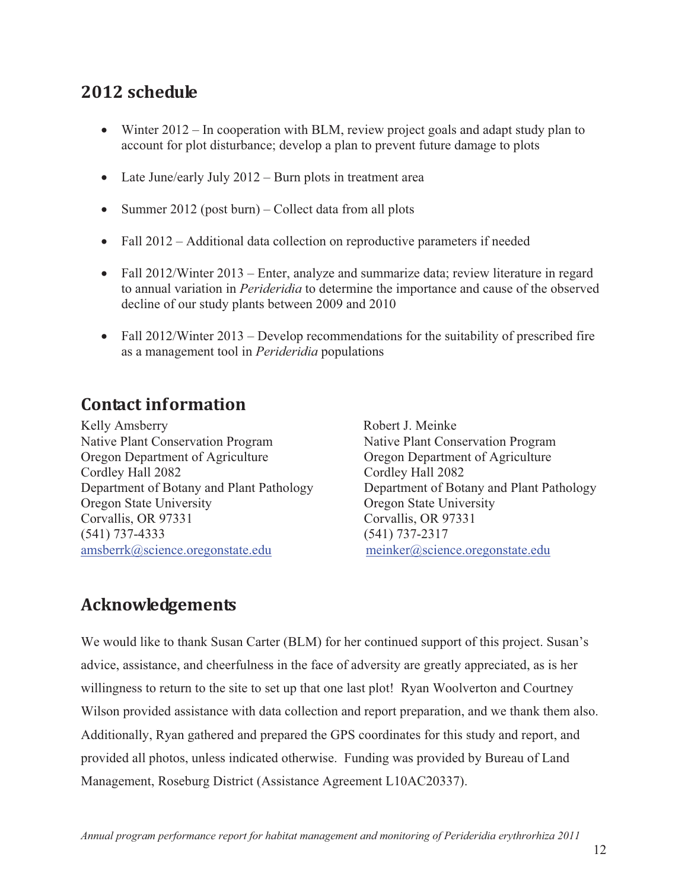## 2012 schedule

- Winter 2012 – In cooperation with BLM, review project goals and adapt study plan to account for plot disturbance; develop a plan to prevent future damage to plots
- Late June/early July 2012 – Burn plots in treatment area
- Summer 2012 (post burn) – Collect data from all plots
- Fall 2012 – Additional data collection on reproductive parameters if needed
- Fall 2012/Winter 2013 – Enter, analyze and summarize data; review literature in regard to annual variation in *Perideridia* to determine the importance and cause of the observed decline of our study plants between 2009 and 2010
- Fall 2012/Winter 2013 – Develop recommendations for the suitability of prescribed fire as a management tool in *Perideridia* populations

## Contact information

Kelly Amsberry
Native Plant Conservation Program
Oregon Department of Agriculture
Cordley Hall 2082
Department of Botany and Plant Pathology
Oregon State University
Corvallis, OR 97331
(541) 737-4333
amsberrk@science.oregonstate.edu

Robert J. Meinke
Native Plant Conservation Program
Oregon Department of Agriculture
Cordley Hall 2082
Department of Botany and Plant Pathology
Oregon State University
Corvallis, OR 97331
(541) 737-2317
meinker@science.oregonstate.edu

## Acknowledgements

We would like to thank Susan Carter (BLM) for her continued support of this project. Susan's advice, assistance, and cheerfulness in the face of adversity are greatly appreciated, as is her willingness to return to the site to set up that one last plot! Ryan Woolverton and Courtney Wilson provided assistance with data collection and report preparation, and we thank them also. Additionally, Ryan gathered and prepared the GPS coordinates for this study and report, and provided all photos, unless indicated otherwise. Funding was provided by Bureau of Land Management, Roseburg District (Assistance Agreement L10AC20337).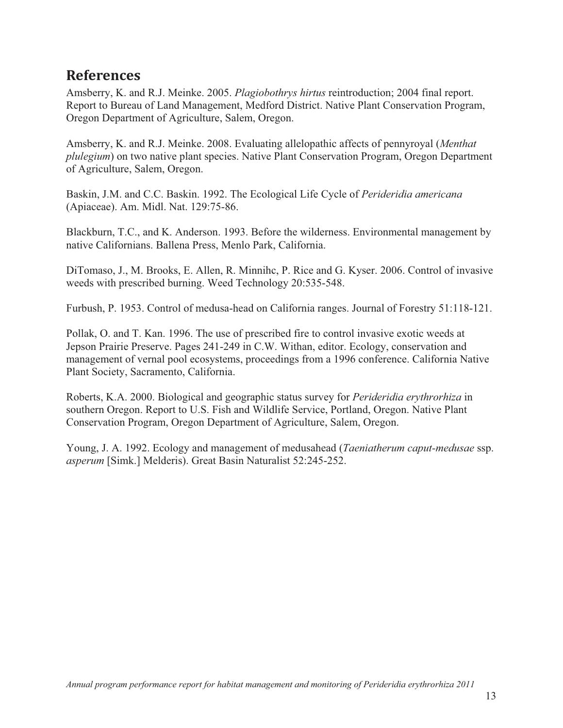## References

Amsberry, K. and R.J. Meinke. 2005. *Plagiobothrys hirtus* reintroduction; 2004 final report. Report to Bureau of Land Management, Medford District. Native Plant Conservation Program, Oregon Department of Agriculture, Salem, Oregon.

Amsberry, K. and R.J. Meinke. 2008. Evaluating allelopathic affects of pennyroyal (*Menthat plulegium*) on two native plant species. Native Plant Conservation Program, Oregon Department of Agriculture, Salem, Oregon.

Baskin, J.M. and C.C. Baskin. 1992. The Ecological Life Cycle of *Perideridia americana* (Apiaceae). Am. Midl. Nat. 129:75-86.

Blackburn, T.C., and K. Anderson. 1993. Before the wilderness. Environmental management by native Californians. Ballena Press, Menlo Park, California.

DiTomaso, J., M. Brooks, E. Allen, R. Minnihc, P. Rice and G. Kyser. 2006. Control of invasive weeds with prescribed burning. Weed Technology 20:535-548.

Furbush, P. 1953. Control of medusa-head on California ranges. Journal of Forestry 51:118-121.

Pollak, O. and T. Kan. 1996. The use of prescribed fire to control invasive exotic weeds at Jepson Prairie Preserve. Pages 241-249 in C.W. Withan, editor. Ecology, conservation and management of vernal pool ecosystems, proceedings from a 1996 conference. California Native Plant Society, Sacramento, California.

Roberts, K.A. 2000. Biological and geographic status survey for *Perideridia erythrorhiza* in southern Oregon. Report to U.S. Fish and Wildlife Service, Portland, Oregon. Native Plant Conservation Program, Oregon Department of Agriculture, Salem, Oregon.

Young, J. A. 1992. Ecology and management of medusahead (*Taeniatherum caput-medusae* ssp. *asperum* [Simk.] Melderis). Great Basin Naturalist 52:245-252.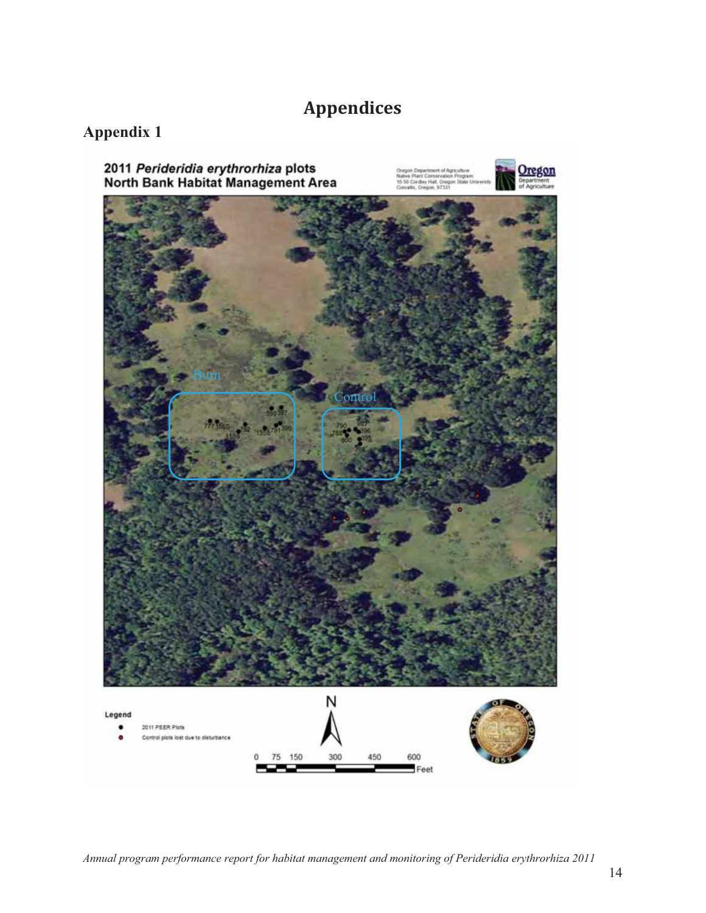# Appendices

## Appendix 1

**2011 *Perideridia erythrorhiza* plots**
**North Bank Habitat Management Area**

Oregon Department of Agriculture
Native Plant Conservation Program
1050 Cordley Hall, Oregon State University
Corvallis, Oregon, 97331

Oregon Department of Agriculture

Burn

Control

Legend

- 2011 PEER Plots
- Control plots lost due to disturbance

N

0 75 150 300 450 600 Feet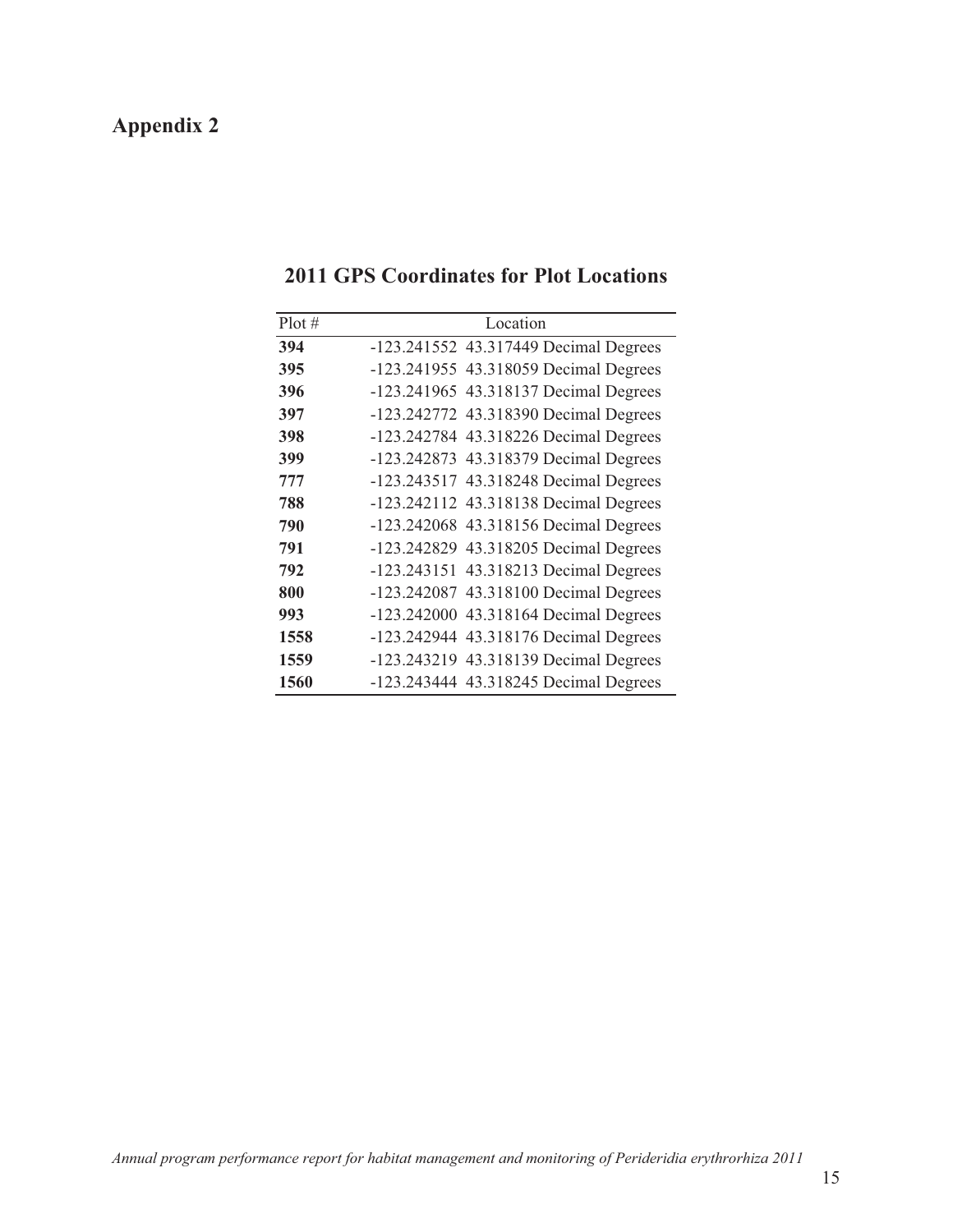# Appendix 2

## 2011 GPS Coordinates for Plot Locations

| Plot # | Location |
|---|---|
| **394** | -123.241552 43.317449 Decimal Degrees |
| **395** | -123.241955 43.318059 Decimal Degrees |
| **396** | -123.241965 43.318137 Decimal Degrees |
| **397** | -123.242772 43.318390 Decimal Degrees |
| **398** | -123.242784 43.318226 Decimal Degrees |
| **399** | -123.242873 43.318379 Decimal Degrees |
| **777** | -123.243517 43.318248 Decimal Degrees |
| **788** | -123.242112 43.318138 Decimal Degrees |
| **790** | -123.242068 43.318156 Decimal Degrees |
| **791** | -123.242829 43.318205 Decimal Degrees |
| **792** | -123.243151 43.318213 Decimal Degrees |
| **800** | -123.242087 43.318100 Decimal Degrees |
| **993** | -123.242000 43.318164 Decimal Degrees |
| **1558** | -123.242944 43.318176 Decimal Degrees |
| **1559** | -123.243219 43.318139 Decimal Degrees |
| **1560** | -123.243444 43.318245 Decimal Degrees |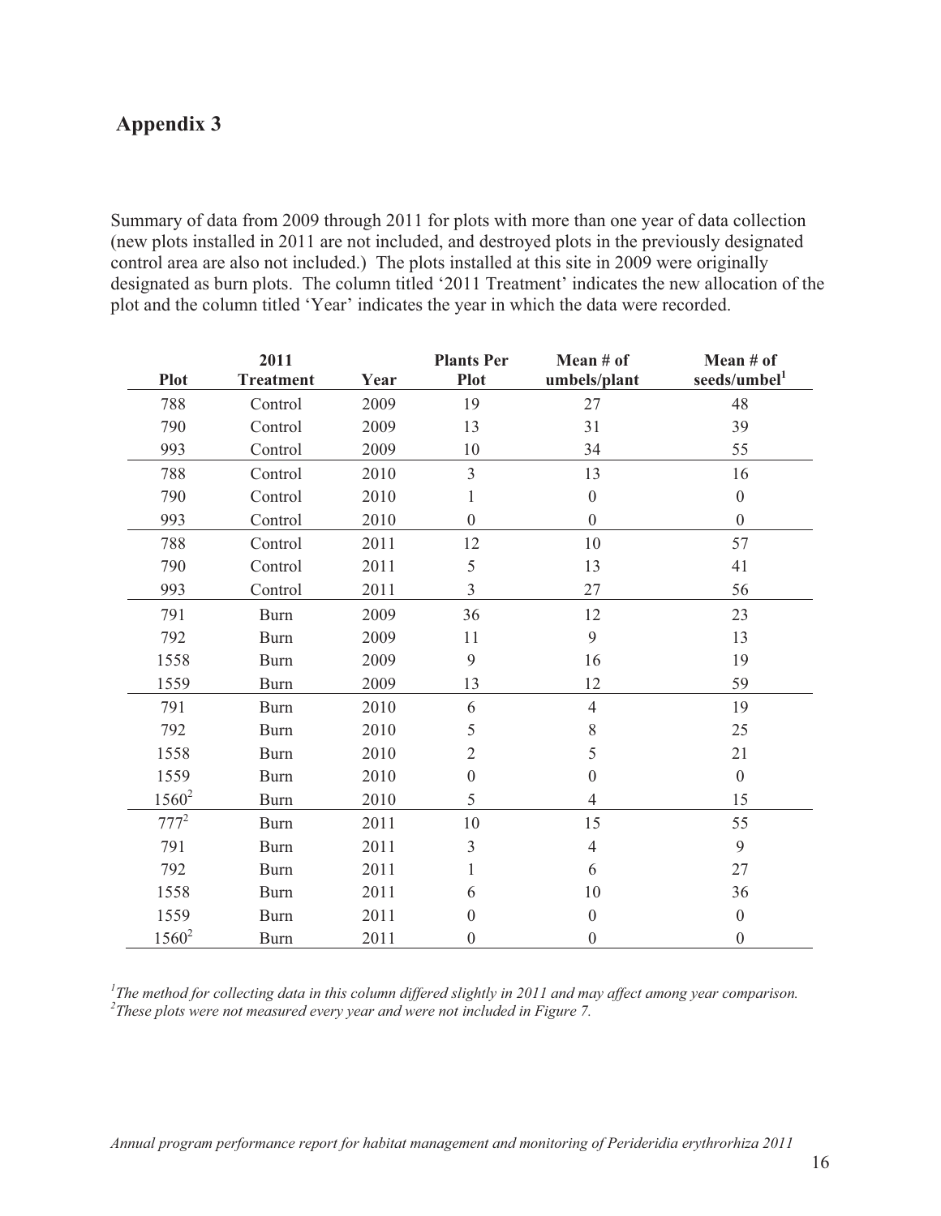# Appendix 3

Summary of data from 2009 through 2011 for plots with more than one year of data collection (new plots installed in 2011 are not included, and destroyed plots in the previously designated control area are also not included.) The plots installed at this site in 2009 were originally designated as burn plots. The column titled '2011 Treatment' indicates the new allocation of the plot and the column titled 'Year' indicates the year in which the data were recorded.

| Plot | 2011 Treatment | Year | Plants Per Plot | Mean # of umbels/plant | Mean # of seeds/umbel[1] |
|---|---|---|---|---|---|
| 788 | Control | 2009 | 19 | 27 | 48 |
| 790 | Control | 2009 | 13 | 31 | 39 |
| 993 | Control | 2009 | 10 | 34 | 55 |
| 788 | Control | 2010 | 3 | 13 | 16 |
| 790 | Control | 2010 | 1 | 0 | 0 |
| 993 | Control | 2010 | 0 | 0 | 0 |
| 788 | Control | 2011 | 12 | 10 | 57 |
| 790 | Control | 2011 | 5 | 13 | 41 |
| 993 | Control | 2011 | 3 | 27 | 56 |
| 791 | Burn | 2009 | 36 | 12 | 23 |
| 792 | Burn | 2009 | 11 | 9 | 13 |
| 1558 | Burn | 2009 | 9 | 16 | 19 |
| 1559 | Burn | 2009 | 13 | 12 | 59 |
| 791 | Burn | 2010 | 6 | 4 | 19 |
| 792 | Burn | 2010 | 5 | 8 | 25 |
| 1558 | Burn | 2010 | 2 | 5 | 21 |
| 1559 | Burn | 2010 | 0 | 0 | 0 |
| 1560[2] | Burn | 2010 | 5 | 4 | 15 |
| 777[2] | Burn | 2011 | 10 | 15 | 55 |
| 791 | Burn | 2011 | 3 | 4 | 9 |
| 792 | Burn | 2011 | 1 | 6 | 27 |
| 1558 | Burn | 2011 | 6 | 10 | 36 |
| 1559 | Burn | 2011 | 0 | 0 | 0 |
| 1560[2] | Burn | 2011 | 0 | 0 | 0 |

*[1]The method for collecting data in this column differed slightly in 2011 and may affect among year comparison.*
*[2]These plots were not measured every year and were not included in Figure 7.*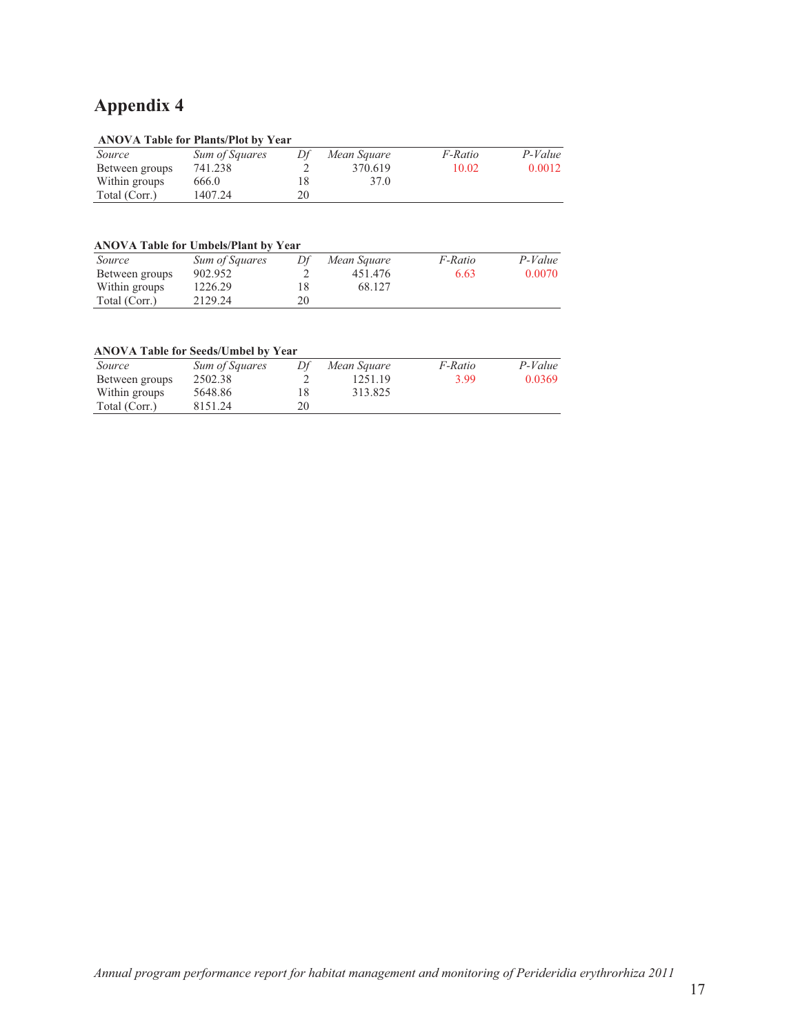# Appendix 4

**ANOVA Table for Plants/Plot by Year**

| *Source* | *Sum of Squares* | *Df* | *Mean Square* | *F-Ratio* | *P-Value* |
|---|---|---|---|---|---|
| Between groups | 741.238 | 2 | 370.619 | 10.02 | 0.0012 |
| Within groups | 666.0 | 18 | 37.0 | | |
| Total (Corr.) | 1407.24 | 20 | | | |

**ANOVA Table for Umbels/Plant by Year**

| *Source* | *Sum of Squares* | *Df* | *Mean Square* | *F-Ratio* | *P-Value* |
|---|---|---|---|---|---|
| Between groups | 902.952 | 2 | 451.476 | 6.63 | 0.0070 |
| Within groups | 1226.29 | 18 | 68.127 | | |
| Total (Corr.) | 2129.24 | 20 | | | |

**ANOVA Table for Seeds/Umbel by Year**

| *Source* | *Sum of Squares* | *Df* | *Mean Square* | *F-Ratio* | *P-Value* |
|---|---|---|---|---|---|
| Between groups | 2502.38 | 2 | 1251.19 | 3.99 | 0.0369 |
| Within groups | 5648.86 | 18 | 313.825 | | |
| Total (Corr.) | 8151.24 | 20 | | | |